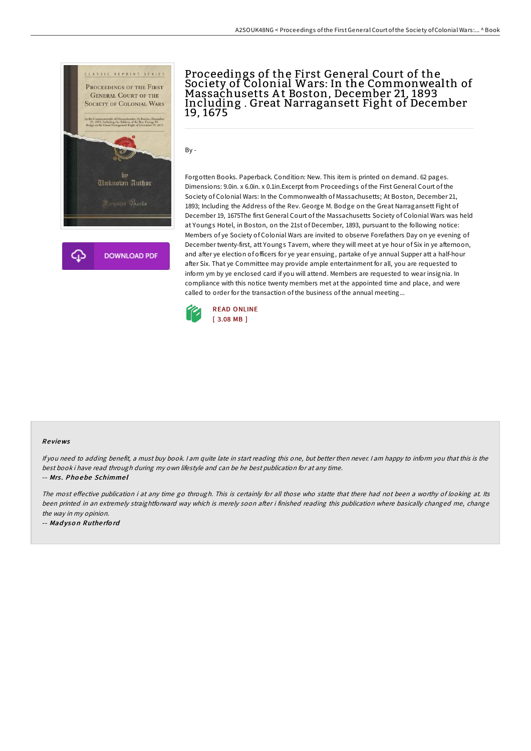# Proceedings of the First General Court of the Society of Colonial Wars: In the Commonwealth of Massachusetts At Boston, December 21, 1893 Including . Great Narragansett Fight of December 19, 1675

By -

Forgotten Books. Paperback. Condition: New. This item is printed on demand. 62 pages. Dimensions: 9.0in. x 6.0in. x 0.1in.Excerpt from Proceedings of the First General Court of the Society of Colonial Wars: In the Commonwealth of Massachusetts; At Boston, December 21, 1893; Including the Address of the Rev. George M. Bodge on the Great Narragansett Fight of December 19, 1675The first General Court of the Massachusetts Society of Colonial Wars was held at Youngs Hotel, in Boston, on the 21st of December, 1893, pursuant to the following notice: Members of ye Society of Colonial Wars are invited to observe Forefathers Day on ye evening of December twenty-first, att Youngs Tavern, where they will meet at ye hour of Six in ye afternoon, and after ye election of officers for ye year ensuing, partake of ye annual Supper att a half-hour after Six. That ye Committee may provide ample entertainment for all, you are requested to inform ym by ye enclosed card if you will attend. Members are requested to wear insignia. In compliance with this notice twenty members met at the appointed time and place, and were called to order for the transaction of the business of the annual meeting...

READ ONLINE
[ 3.08 MB ]

DOWNLOAD PDF

## Reviews

*If you need to adding benefit, a must buy book. I am quite late in start reading this one, but better then never. I am happy to inform you that this is the best book i have read through during my own lifestyle and can be he best publication for at any time.*

-- ***Mrs. Phoebe Schimmel***

*The most effective publication i at any time go through. This is certainly for all those who statte that there had not been a worthy of looking at. Its been printed in an extremely straightforward way which is merely soon after i finished reading this publication where basically changed me, change the way in my opinion.*

-- ***Madyson Rutherford***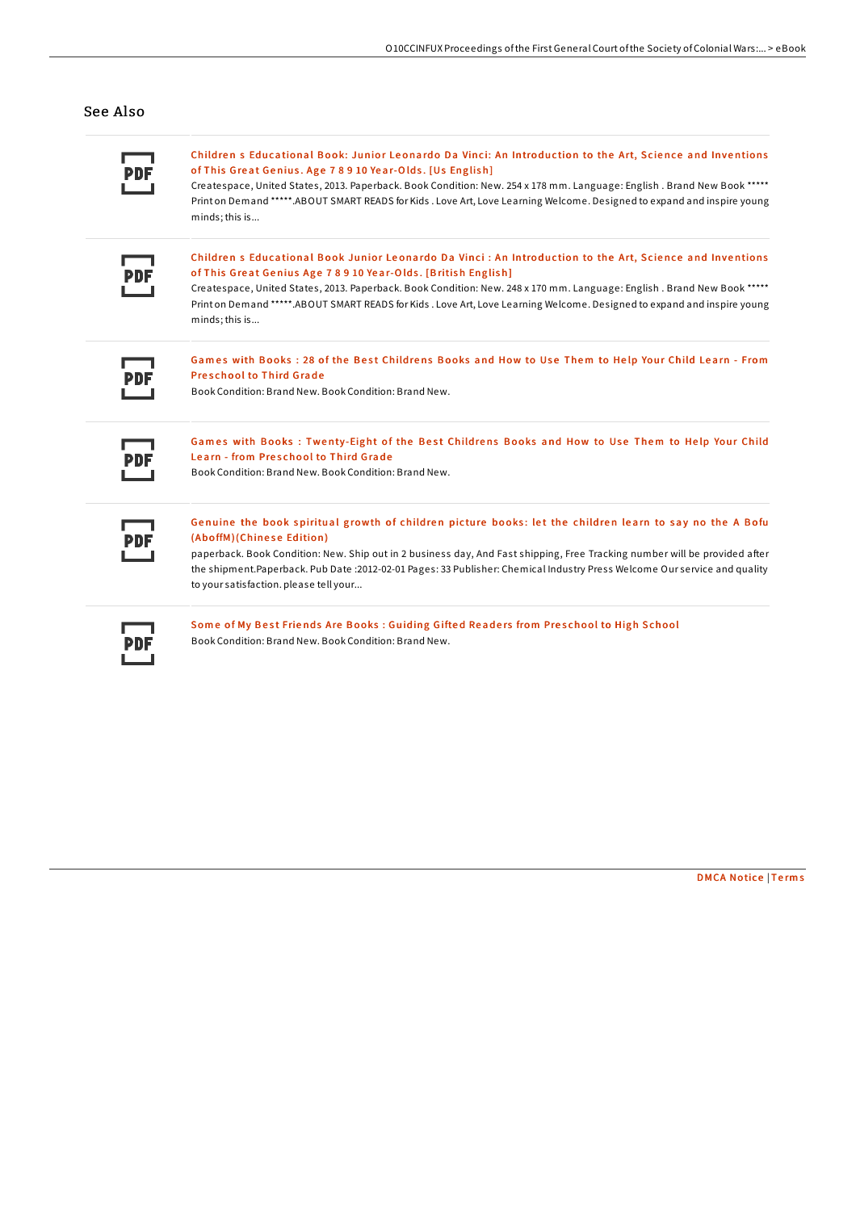## See Also

**Children s Educational Book: Junior Leonardo Da Vinci: An Introduction to the Art, Science and Inventions of This Great Genius. Age 7 8 9 10 Year-Olds. [Us English]**

Createspace, United States, 2013. Paperback. Book Condition: New. 254 x 178 mm. Language: English . Brand New Book ***** Print on Demand *****.ABOUT SMART READS for Kids . Love Art, Love Learning Welcome. Designed to expand and inspire young minds; this is...

**Children s Educational Book Junior Leonardo Da Vinci : An Introduction to the Art, Science and Inventions of This Great Genius Age 7 8 9 10 Year-Olds. [British English]**

Createspace, United States, 2013. Paperback. Book Condition: New. 248 x 170 mm. Language: English . Brand New Book ***** Print on Demand *****.ABOUT SMART READS for Kids . Love Art, Love Learning Welcome. Designed to expand and inspire young minds; this is...

**Games with Books : 28 of the Best Childrens Books and How to Use Them to Help Your Child Learn - From Preschool to Third Grade**

Book Condition: Brand New. Book Condition: Brand New.

**Games with Books : Twenty-Eight of the Best Childrens Books and How to Use Them to Help Your Child Learn - from Preschool to Third Grade**

Book Condition: Brand New. Book Condition: Brand New.

**Genuine the book spiritual growth of children picture books: let the children learn to say no the A Bofu (AboffM)(Chinese Edition)**

paperback. Book Condition: New. Ship out in 2 business day, And Fast shipping, Free Tracking number will be provided after the shipment.Paperback. Pub Date :2012-02-01 Pages: 33 Publisher: Chemical Industry Press Welcome Our service and quality to your satisfaction. please tell your...

**Some of My Best Friends Are Books : Guiding Gifted Readers from Preschool to High School**

Book Condition: Brand New. Book Condition: Brand New.

DMCA Notice | Terms